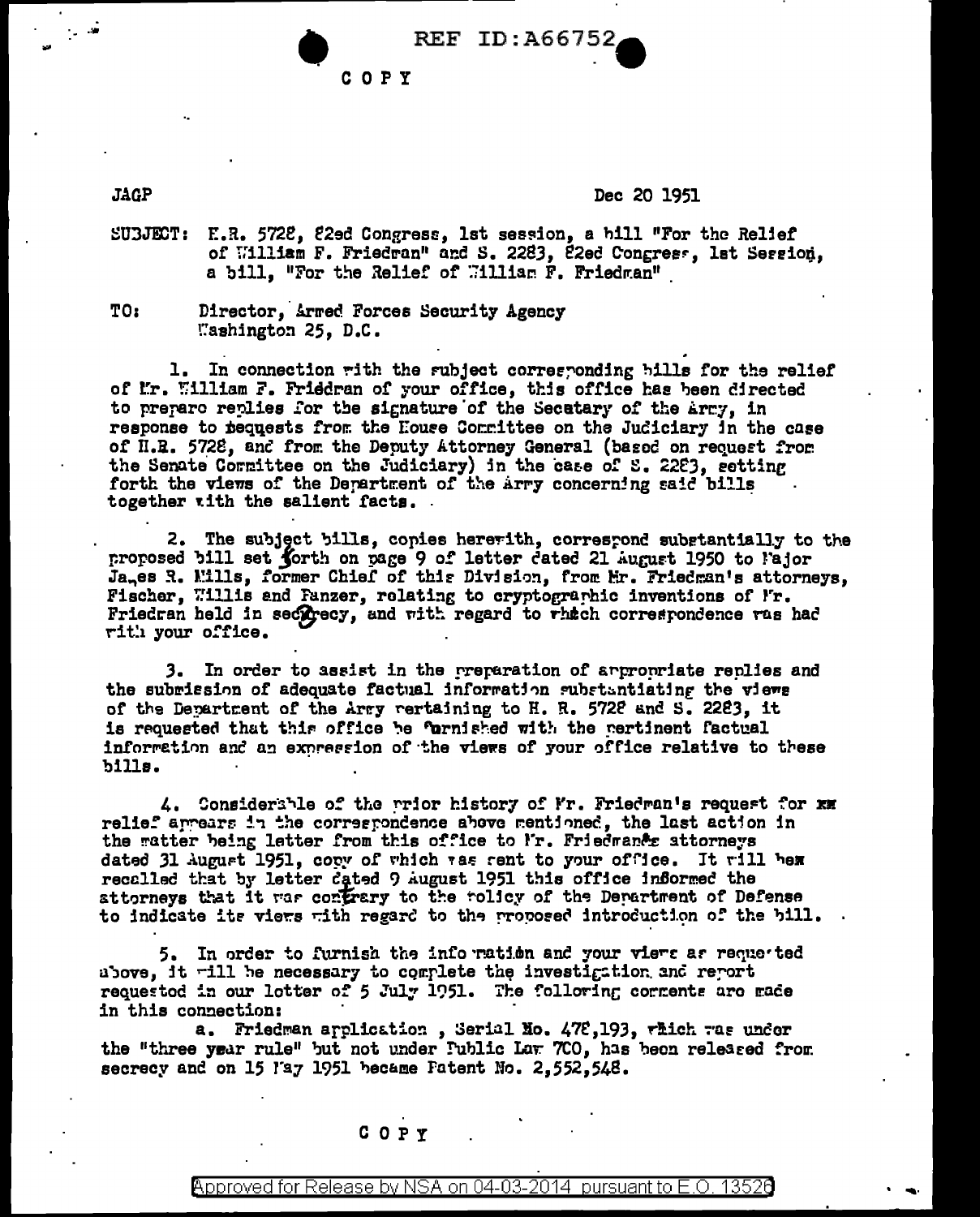REF ID:A66752

COPY

JAGP

Dec 20 1951

SUBJECT: H.R. 5728, 82ed Congress, 1st session, a bill "For the Relief of William F. Friedman" and S. 2283, 82ed Congress, 1st Session, a bill, "For the Relief of William F. Friedman"

TO: Director, Armed Forces Security Agency
Washington 25, D.C.

1. In connection with the subject corresponding bills for the relief of Mr. William F. Friedman of your office, this office has been directed to prepare replies for the signature of the Secatary of the Army, in response to bequests from the House Committee on the Judiciary in the case of H.R. 5728, and from the Deputy Attorney General (based on request from the Senate Committee on the Judiciary) in the case of S. 2283, setting forth the views of the Department of the Army concerning said bills together with the salient facts.

2. The subject bills, copies herewith, correspond substantially to the proposed bill set forth on page 9 of letter dated 21 August 1950 to Major James R. Mills, former Chief of this Division, from Mr. Friedman's attorneys, Fischer, Willis and Panzer, relating to cryptographic inventions of Mr. Friedman held in secrecy, and with regard to which correspondence was had with your office.

3. In order to assist in the preparation of appropriate replies and the submission of adequate factual information substantiating the views of the Department of the Army pertaining to H. R. 5728 and S. 2283, it is requested that this office be furnished with the pertinent factual information and an expression of the views of your office relative to these bills.

4. Considerable of the prior history of Mr. Friedman's request for ~~xx~~ relief appears in the correspondence above mentioned, the last action in the matter being letter from this office to Mr. Friedman's attorneys dated 31 August 1951, copy of which was sent to your office. It will be recalled that by letter dated 9 August 1951 this office informed the attorneys that it was contrary to the policy of the Department of Defense to indicate its views with regard to the proposed introduction of the bill.

5. In order to furnish the information and your views as requested above, it will be necessary to complete the investigation and report requested in our letter of 5 July 1951. The following comments are made in this connection:

a. Friedman application, Serial No. 478,193, which was under the "three year rule" but not under Public Law 700, has been released from secrecy and on 15 May 1951 became Patent No. 2,552,548.

COPY

Approved for Release by NSA on 04-03-2014 pursuant to E.O. 13526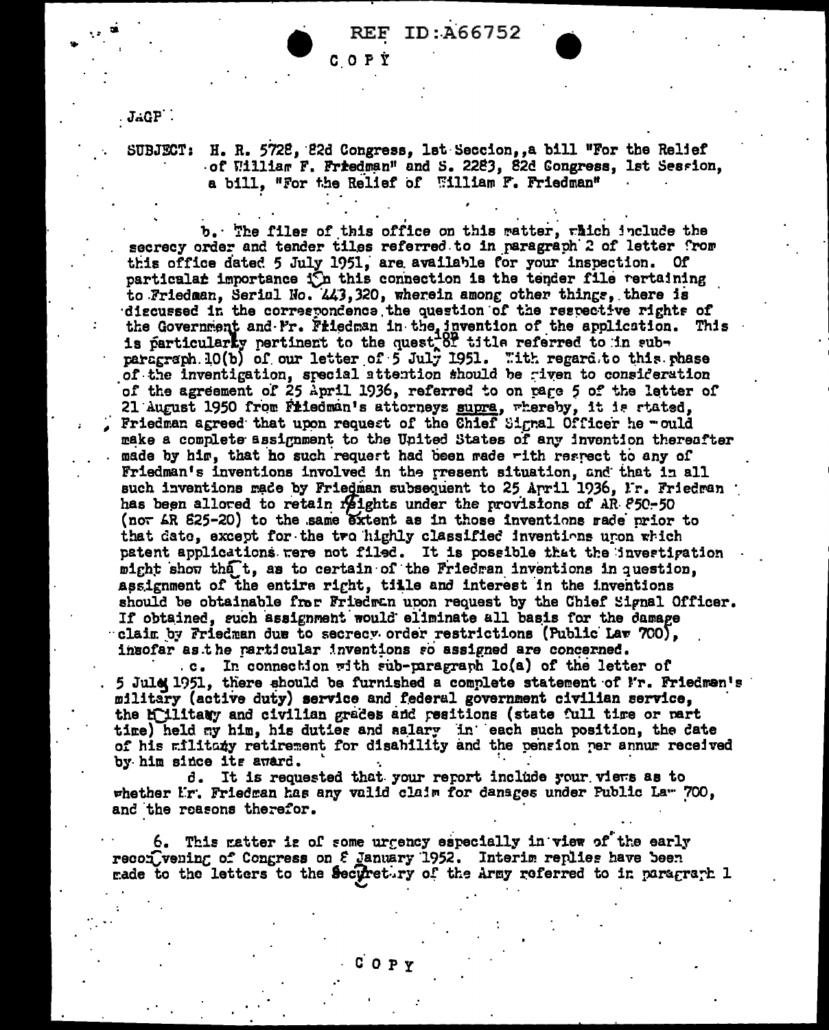REF ID:A66752

COPY

JAGP

SUBJECT: H. R. 5728, 82d Congress, 1st Session, a bill "For the Relief of William F. Friedman" and S. 2283, 82d Congress, 1st Session, a bill, "For the Relief of William F. Friedman"

b. The files of this office on this matter, which include the secrecy order and tender files referred to in paragraph 2 of letter from this office dated 5 July 1951, are available for your inspection. Of particular importance in this connection is the tender file pertaining to Friedman, Serial No. 443,320, wherein among other things, there is discussed in the correspondence the question of the respective rights of the Government and Mr. Friedman in the invention of the application. This is particularly pertinent to the question of title referred to in sub-paragraph 10(b) of our letter of 5 July 1951. With regard to this phase of the investigation, special attention should be given to consideration of the agreement of 25 April 1936, referred to on page 5 of the letter of 21 August 1950 from Friedman's attorneys *supra*, whereby, it is stated, Friedman agreed that upon request of the Chief Signal Officer he would make a complete assignment to the United States of any invention thereafter made by him, that no such request had been made with respect to any of Friedman's inventions involved in the present situation, and that in all such inventions made by Friedman subsequent to 25 April 1936, Mr. Friedman has been allowed to retain rights under the provisions of AR 850-50 (now AR 825-20) to the same extent as in those inventions made prior to that date, except for the two highly classified inventions upon which patent applications were not filed. It is possible that the investigation might show that, as to certain of the Friedman inventions in question, assignment of the entire right, title and interest in the inventions should be obtainable from Friedman upon request by the Chief Signal Officer. If obtained, such assignment would eliminate all basis for the damage claim by Friedman due to secrecy order restrictions (Public Law 700), insofar as the particular inventions so assigned are concerned.

c. In connection with sub-paragraph 10(a) of the letter of 5 July 1951, there should be furnished a complete statement of Mr. Friedman's military (active duty) service and federal government civilian service, the military and civilian grades and positions (state full time or part time) held by him, his duties and salary in each such position, the date of his military retirement for disability and the pension per annum received by him since its award.

d. It is requested that your report include your views as to whether Mr. Friedman has any valid claim for damages under Public Law 700, and the reasons therefor.

6. This matter is of some urgency especially in view of the early reconvening of Congress on 8 January 1952. Interim replies have been made to the letters to the Secretary of the Army referred to in paragraph 1

COPY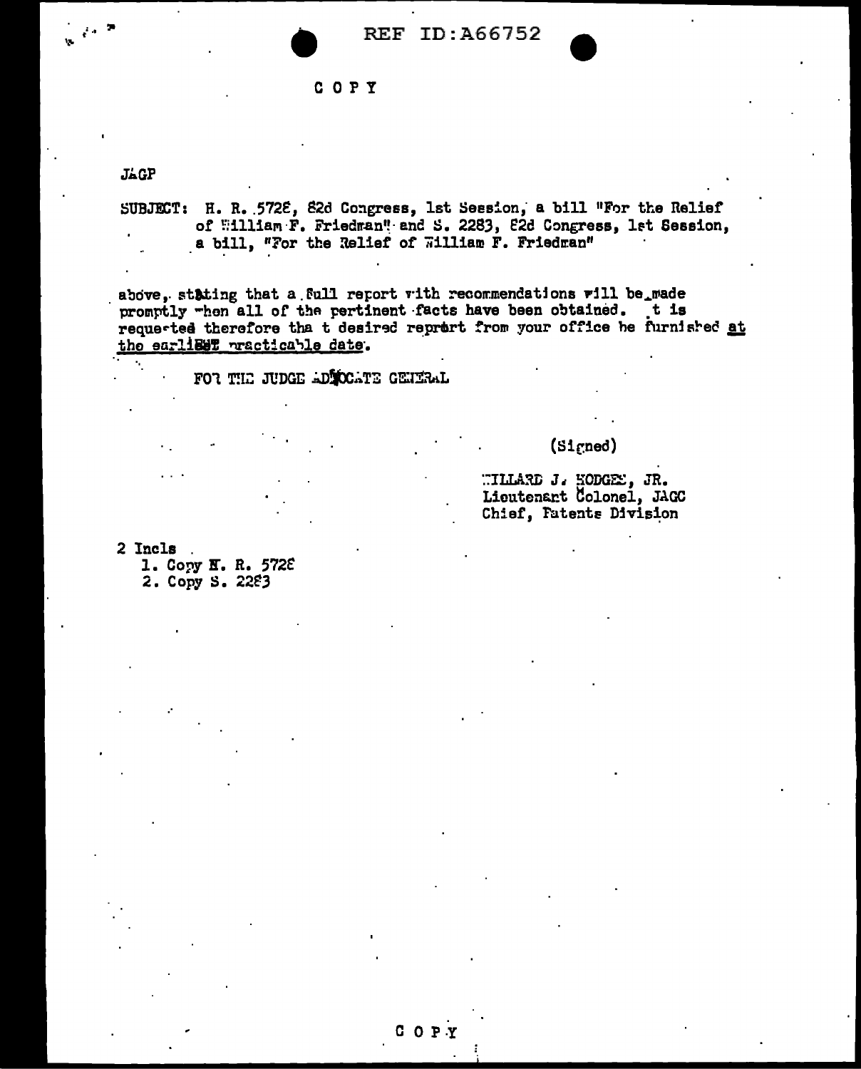COPY

JAGP

SUBJECT: H. R. 5728, 82d Congress, 1st Session, a bill "For the Relief of William F. Friedman" and S. 2283, 82d Congress, 1st Session, a bill, "For the Relief of William F. Friedman"

above, stating that a full report with recommendations will be made promptly when all of the pertinent facts have been obtained. It is requested therefore that desired report from your office be furnished at the earliest practicable date.

FOR THE JUDGE ADVOCATE GENERAL

(Signed)

WILLARD J. HODGES, JR.
Lieutenant Colonel, JAGC
Chief, Patents Division

2 Incls
1. Copy H. R. 5728
2. Copy S. 2283

COPY